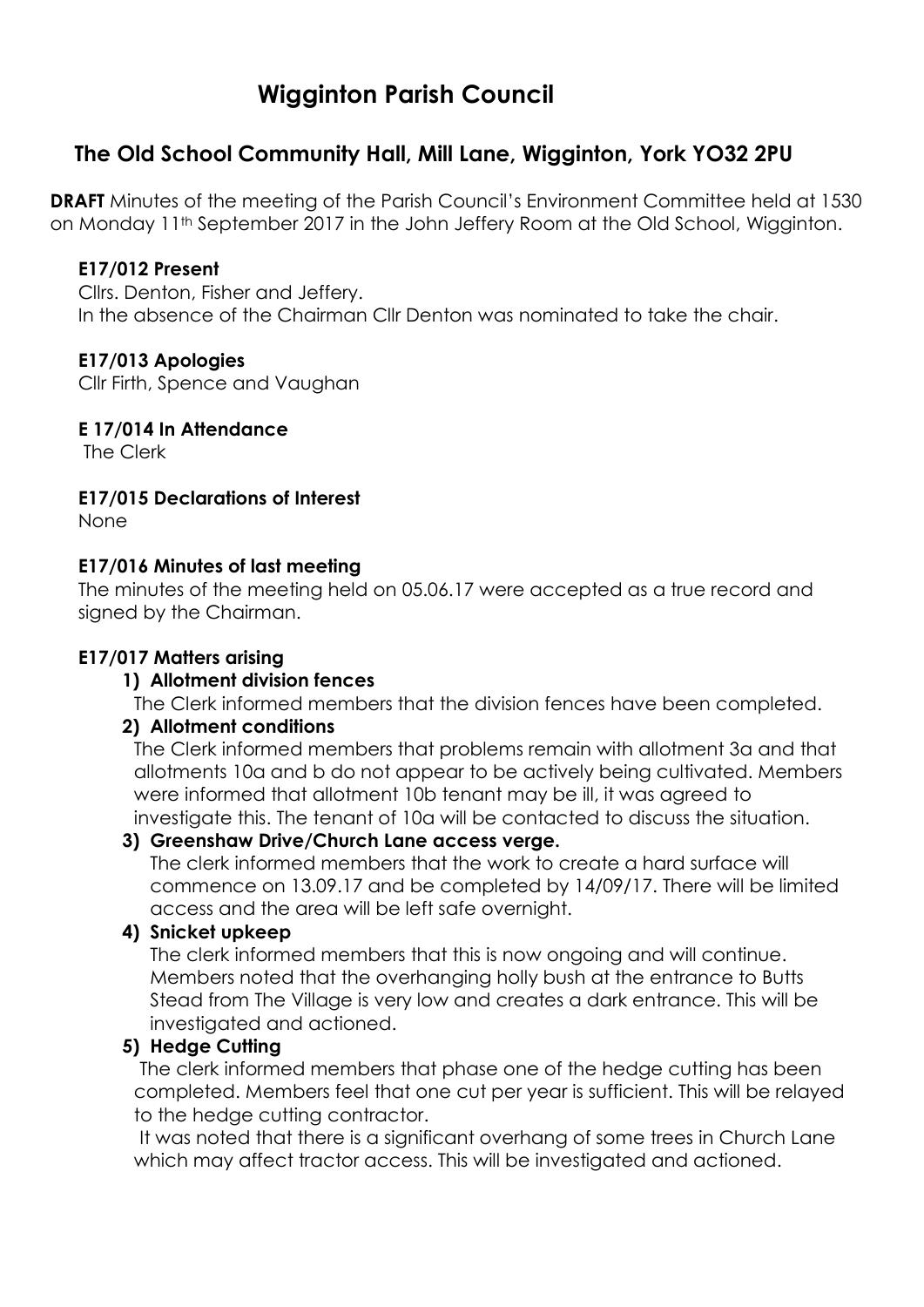# Wigginton Parish Council

## The Old School Community Hall, Mill Lane, Wigginton, York YO32 2PU

**DRAFT** Minutes of the meeting of the Parish Council's Environment Committee held at 1530 on Monday 11th September 2017 in the John Jeffery Room at the Old School, Wigginton.

**E17/012 Present**

Cllrs. Denton, Fisher and Jeffery.
In the absence of the Chairman Cllr Denton was nominated to take the chair.

**E17/013 Apologies**

Cllr Firth, Spence and Vaughan

**E 17/014 In Attendance**

The Clerk

**E17/015 Declarations of Interest**

None

**E17/016 Minutes of last meeting**

The minutes of the meeting held on 05.06.17 were accepted as a true record and signed by the Chairman.

**E17/017 Matters arising**

1) **Allotment division fences**
   The Clerk informed members that the division fences have been completed.
2) **Allotment conditions**
   The Clerk informed members that problems remain with allotment 3a and that allotments 10a and b do not appear to be actively being cultivated. Members were informed that allotment 10b tenant may be ill, it was agreed to investigate this. The tenant of 10a will be contacted to discuss the situation.
3) **Greenshaw Drive/Church Lane access verge.**
   The clerk informed members that the work to create a hard surface will commence on 13.09.17 and be completed by 14/09/17. There will be limited access and the area will be left safe overnight.
4) **Snicket upkeep**
   The clerk informed members that this is now ongoing and will continue. Members noted that the overhanging holly bush at the entrance to Butts Stead from The Village is very low and creates a dark entrance. This will be investigated and actioned.
5) **Hedge Cutting**
   The clerk informed members that phase one of the hedge cutting has been completed. Members feel that one cut per year is sufficient. This will be relayed to the hedge cutting contractor.
   It was noted that there is a significant overhang of some trees in Church Lane which may affect tractor access. This will be investigated and actioned.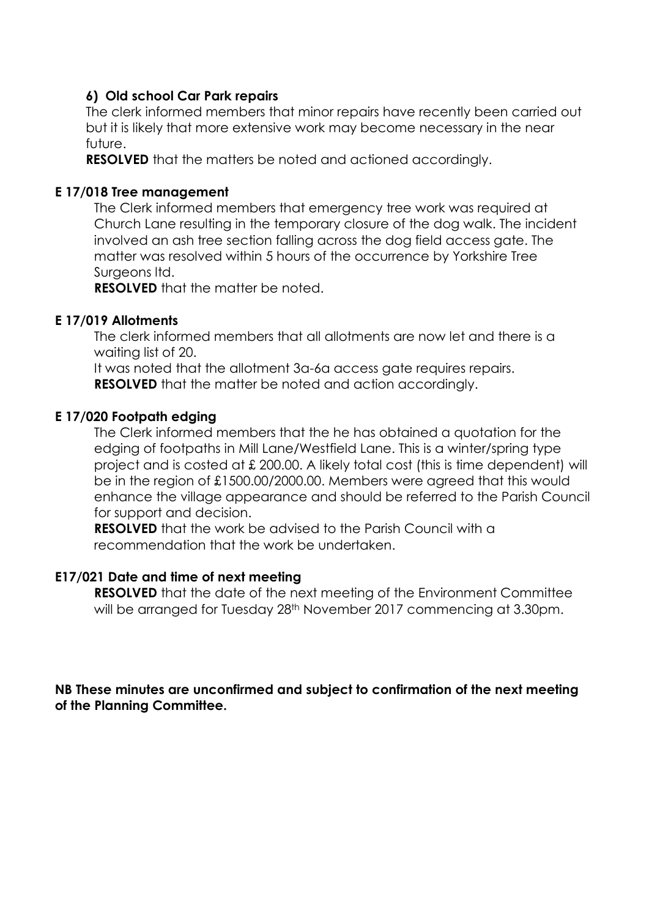### 6) Old school Car Park repairs

The clerk informed members that minor repairs have recently been carried out but it is likely that more extensive work may become necessary in the near future.

**RESOLVED** that the matters be noted and actioned accordingly.

### E 17/018 Tree management

The Clerk informed members that emergency tree work was required at Church Lane resulting in the temporary closure of the dog walk. The incident involved an ash tree section falling across the dog field access gate. The matter was resolved within 5 hours of the occurrence by Yorkshire Tree Surgeons ltd.

**RESOLVED** that the matter be noted.

### E 17/019 Allotments

The clerk informed members that all allotments are now let and there is a waiting list of 20.

It was noted that the allotment 3a-6a access gate requires repairs.

**RESOLVED** that the matter be noted and action accordingly.

### E 17/020 Footpath edging

The Clerk informed members that the he has obtained a quotation for the edging of footpaths in Mill Lane/Westfield Lane. This is a winter/spring type project and is costed at £ 200.00. A likely total cost (this is time dependent) will be in the region of £1500.00/2000.00. Members were agreed that this would enhance the village appearance and should be referred to the Parish Council for support and decision.

**RESOLVED** that the work be advised to the Parish Council with a recommendation that the work be undertaken.

### E17/021 Date and time of next meeting

**RESOLVED** that the date of the next meeting of the Environment Committee will be arranged for Tuesday 28th November 2017 commencing at 3.30pm.

**NB These minutes are unconfirmed and subject to confirmation of the next meeting of the Planning Committee.**